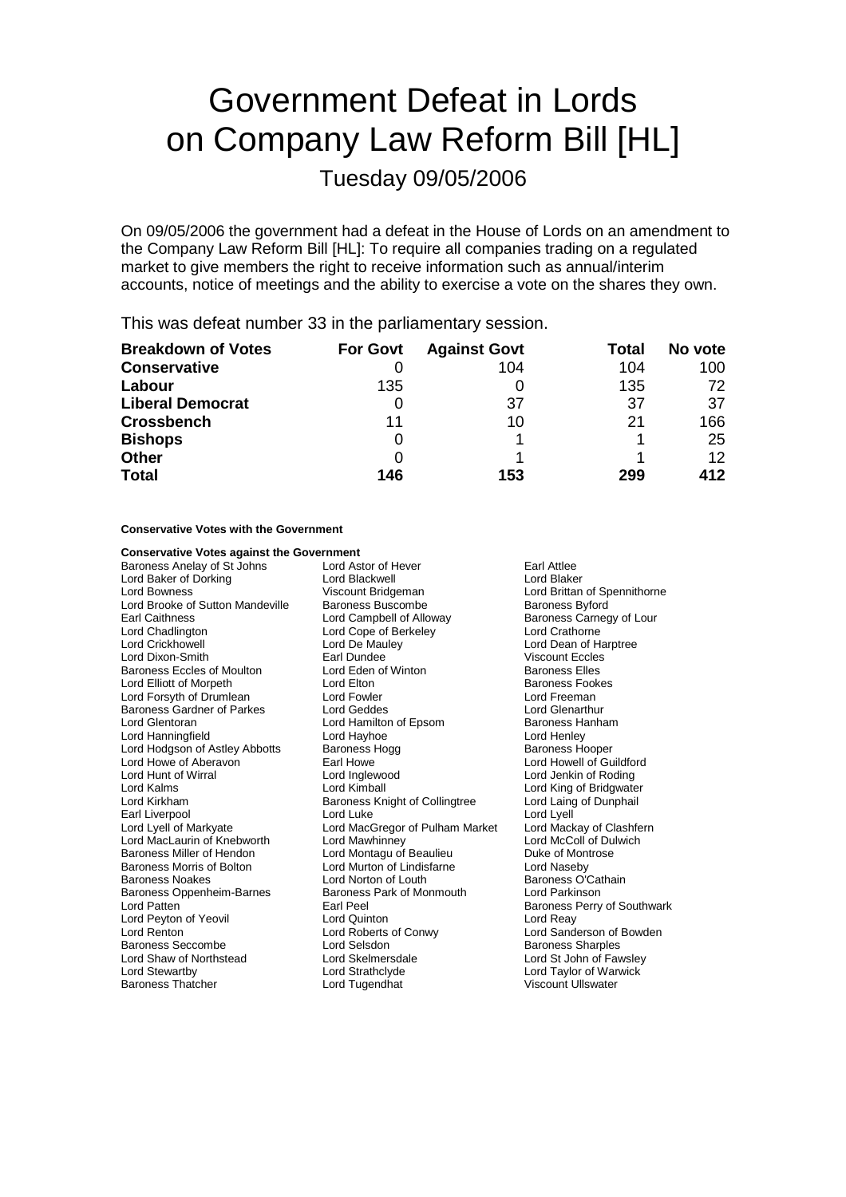# Government Defeat in Lords on Company Law Reform Bill [HL]

## Tuesday 09/05/2006

On 09/05/2006 the government had a defeat in the House of Lords on an amendment to the Company Law Reform Bill [HL]: To require all companies trading on a regulated market to give members the right to receive information such as annual/interim accounts, notice of meetings and the ability to exercise a vote on the shares they own.

This was defeat number 33 in the parliamentary session.

| Breakdown of Votes | For Govt | Against Govt | Total | No vote |
|---|---|---|---|---|
| **Conservative** | 0 | 104 | 104 | 100 |
| **Labour** | 135 | 0 | 135 | 72 |
| **Liberal Democrat** | 0 | 37 | 37 | 37 |
| **Crossbench** | 11 | 10 | 21 | 166 |
| **Bishops** | 0 | 1 | 1 | 25 |
| **Other** | 0 | 1 | 1 | 12 |
| **Total** | **146** | **153** | **299** | **412** |

**Conservative Votes with the Government**

**Conservative Votes against the Government**

Baroness Anelay of St Johns
Lord Astor of Hever
Earl Attlee
Lord Baker of Dorking
Lord Blackwell
Lord Blaker
Lord Bowness
Viscount Bridgeman
Lord Brittan of Spennithorne
Lord Brooke of Sutton Mandeville
Baroness Buscombe
Baroness Byford
Earl Caithness
Lord Campbell of Alloway
Baroness Carnegy of Lour
Lord Chadlington
Lord Cope of Berkeley
Lord Crathorne
Lord Crickhowell
Lord De Mauley
Lord Dean of Harptree
Lord Dixon-Smith
Earl Dundee
Viscount Eccles
Baroness Eccles of Moulton
Lord Eden of Winton
Baroness Elles
Lord Elliott of Morpeth
Lord Elton
Baroness Fookes
Lord Forsyth of Drumlean
Lord Fowler
Lord Freeman
Baroness Gardner of Parkes
Lord Geddes
Lord Glenarthur
Lord Glentoran
Lord Hamilton of Epsom
Baroness Hanham
Lord Hanningfield
Lord Hayhoe
Lord Henley
Lord Hodgson of Astley Abbotts
Baroness Hogg
Baroness Hooper
Lord Howe of Aberavon
Earl Howe
Lord Howell of Guildford
Lord Hunt of Wirral
Lord Inglewood
Lord Jenkin of Roding
Lord Kalms
Lord Kimball
Lord King of Bridgwater
Lord Kirkham
Baroness Knight of Collingtree
Lord Laing of Dunphail
Earl Liverpool
Lord Luke
Lord Lyell
Lord Lyell of Markyate
Lord MacGregor of Pulham Market
Lord Mackay of Clashfern
Lord MacLaurin of Knebworth
Lord Mawhinney
Lord McColl of Dulwich
Baroness Miller of Hendon
Lord Montagu of Beaulieu
Duke of Montrose
Baroness Morris of Bolton
Lord Murton of Lindisfarne
Lord Naseby
Baroness Noakes
Lord Norton of Louth
Baroness O'Cathain
Baroness Oppenheim-Barnes
Baroness Park of Monmouth
Lord Parkinson
Lord Patten
Earl Peel
Baroness Perry of Southwark
Lord Peyton of Yeovil
Lord Quinton
Lord Reay
Lord Renton
Lord Roberts of Conwy
Lord Sanderson of Bowden
Baroness Seccombe
Lord Selsdon
Baroness Sharples
Lord Shaw of Northstead
Lord Skelmersdale
Lord St John of Fawsley
Lord Stewartby
Lord Strathclyde
Lord Taylor of Warwick
Baroness Thatcher
Lord Tugendhat
Viscount Ullswater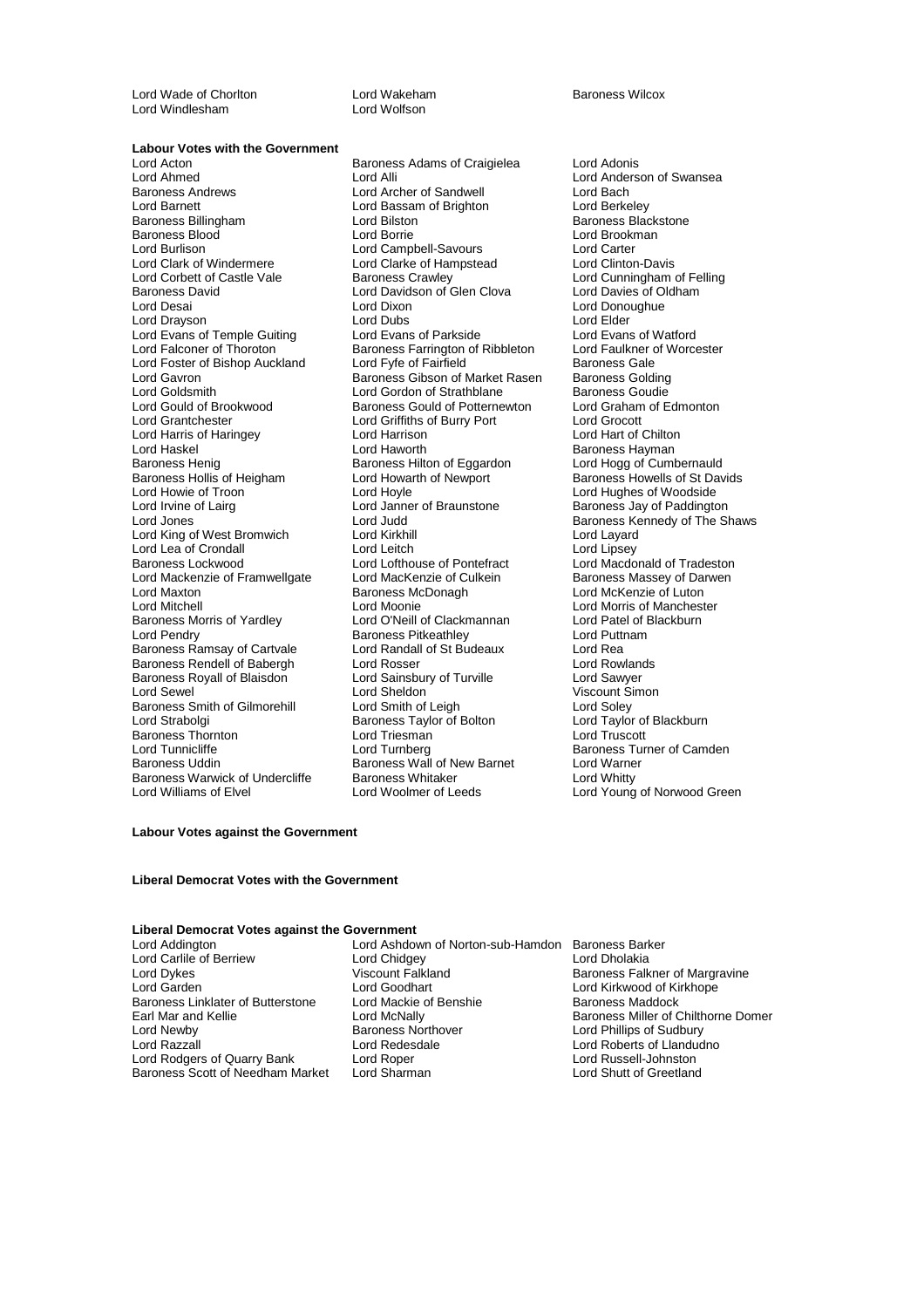Lord Wade of Chorlton
Lord Wakeham
Baroness Wilcox
Lord Windlesham
Lord Wolfson

**Labour Votes with the Government**

Lord Acton
Baroness Adams of Craigielea
Lord Adonis
Lord Ahmed
Lord Alli
Lord Anderson of Swansea
Baroness Andrews
Lord Archer of Sandwell
Lord Bach
Lord Barnett
Lord Bassam of Brighton
Lord Berkeley
Baroness Billingham
Lord Bilston
Baroness Blackstone
Baroness Blood
Lord Borrie
Lord Brookman
Lord Burlison
Lord Campbell-Savours
Lord Carter
Lord Clark of Windermere
Lord Clarke of Hampstead
Lord Clinton-Davis
Lord Corbett of Castle Vale
Baroness Crawley
Lord Cunningham of Felling
Baroness David
Lord Davidson of Glen Clova
Lord Davies of Oldham
Lord Desai
Lord Dixon
Lord Donoughue
Lord Drayson
Lord Dubs
Lord Elder
Lord Evans of Temple Guiting
Lord Evans of Parkside
Lord Evans of Watford
Lord Falconer of Thoroton
Baroness Farrington of Ribbleton
Lord Faulkner of Worcester
Lord Foster of Bishop Auckland
Lord Fyfe of Fairfield
Baroness Gale
Lord Gavron
Baroness Gibson of Market Rasen
Baroness Golding
Lord Goldsmith
Lord Gordon of Strathblane
Baroness Goudie
Lord Gould of Brookwood
Baroness Gould of Potternewton
Lord Graham of Edmonton
Lord Grantchester
Lord Griffiths of Burry Port
Lord Grocott
Lord Harris of Haringey
Lord Harrison
Lord Hart of Chilton
Lord Haskel
Lord Haworth
Baroness Hayman
Baroness Henig
Baroness Hilton of Eggardon
Lord Hogg of Cumbernauld
Baroness Hollis of Heigham
Lord Howarth of Newport
Baroness Howells of St Davids
Lord Howie of Troon
Lord Hoyle
Lord Hughes of Woodside
Lord Irvine of Lairg
Lord Janner of Braunstone
Baroness Jay of Paddington
Lord Jones
Lord Judd
Baroness Kennedy of The Shaws
Lord King of West Bromwich
Lord Kirkhill
Lord Layard
Lord Lea of Crondall
Lord Leitch
Lord Lipsey
Baroness Lockwood
Lord Lofthouse of Pontefract
Lord Macdonald of Tradeston
Lord Mackenzie of Framwellgate
Lord MacKenzie of Culkein
Baroness Massey of Darwen
Lord Maxton
Baroness McDonagh
Lord McKenzie of Luton
Lord Mitchell
Lord Moonie
Lord Morris of Manchester
Baroness Morris of Yardley
Lord O'Neill of Clackmannan
Lord Patel of Blackburn
Lord Pendry
Baroness Pitkeathley
Lord Puttnam
Baroness Ramsay of Cartvale
Lord Randall of St Budeaux
Lord Rea
Baroness Rendell of Babergh
Lord Rosser
Lord Rowlands
Baroness Royall of Blaisdon
Lord Sainsbury of Turville
Lord Sawyer
Lord Sewel
Lord Sheldon
Viscount Simon
Baroness Smith of Gilmorehill
Lord Smith of Leigh
Lord Soley
Lord Strabolgi
Baroness Taylor of Bolton
Lord Taylor of Blackburn
Baroness Thornton
Lord Triesman
Lord Truscott
Lord Tunnicliffe
Lord Turnberg
Baroness Turner of Camden
Baroness Uddin
Baroness Wall of New Barnet
Lord Warner
Baroness Warwick of Undercliffe
Baroness Whitaker
Lord Whitty
Lord Williams of Elvel
Lord Woolmer of Leeds
Lord Young of Norwood Green

**Labour Votes against the Government**

**Liberal Democrat Votes with the Government**

**Liberal Democrat Votes against the Government**

Lord Addington
Lord Ashdown of Norton-sub-Hamdon
Baroness Barker
Lord Carlile of Berriew
Lord Chidgey
Lord Dholakia
Lord Dykes
Viscount Falkland
Baroness Falkner of Margravine
Lord Garden
Lord Goodhart
Lord Kirkwood of Kirkhope
Baroness Linklater of Butterstone
Lord Mackie of Benshie
Baroness Maddock
Earl Mar and Kellie
Lord McNally
Baroness Miller of Chilthorne Domer
Lord Newby
Baroness Northover
Lord Phillips of Sudbury
Lord Razzall
Lord Redesdale
Lord Roberts of Llandudno
Lord Rodgers of Quarry Bank
Lord Roper
Lord Russell-Johnston
Baroness Scott of Needham Market
Lord Sharman
Lord Shutt of Greetland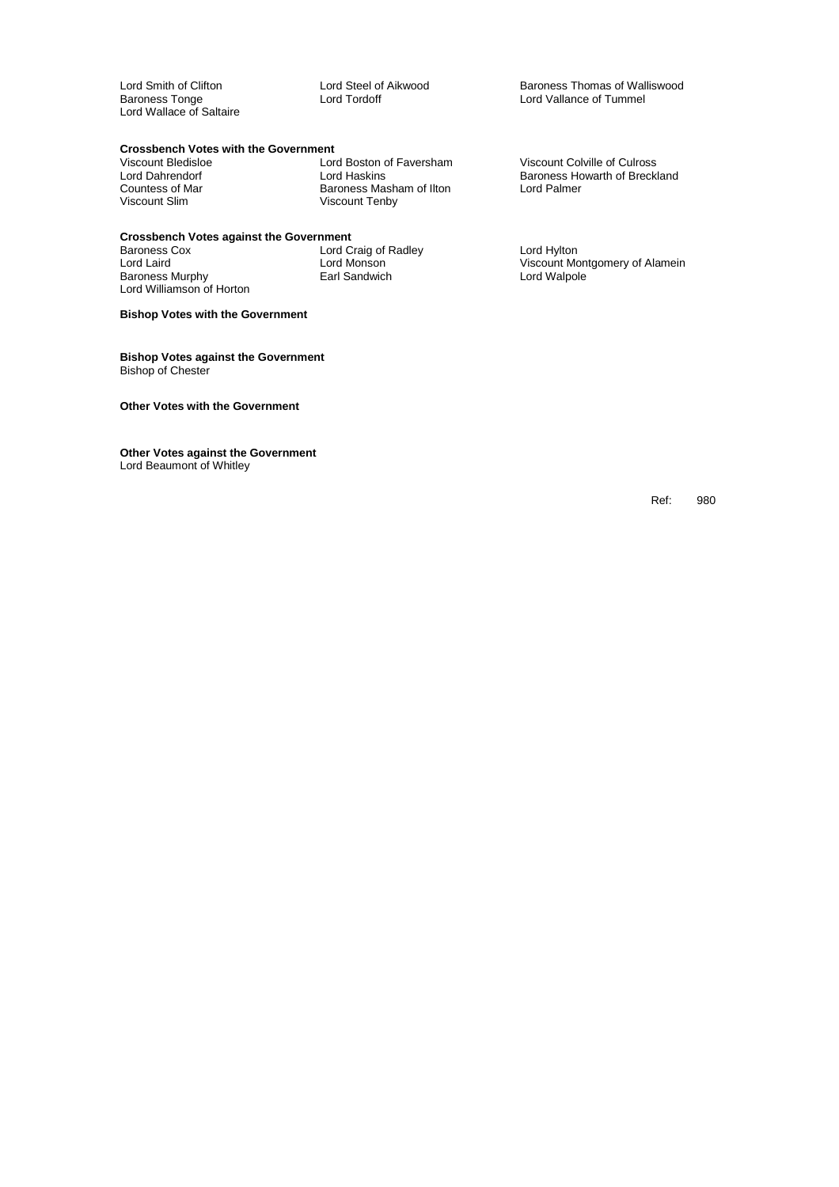Lord Smith of Clifton
Lord Steel of Aikwood
Baroness Thomas of Walliswood
Baroness Tonge
Lord Tordoff
Lord Vallance of Tummel
Lord Wallace of Saltaire

**Crossbench Votes with the Government**

Viscount Bledisloe
Lord Boston of Faversham
Viscount Colville of Culross
Lord Dahrendorf
Lord Haskins
Baroness Howarth of Breckland
Countess of Mar
Baroness Masham of Ilton
Lord Palmer
Viscount Slim
Viscount Tenby

**Crossbench Votes against the Government**

Baroness Cox
Lord Craig of Radley
Lord Hylton
Lord Laird
Lord Monson
Viscount Montgomery of Alamein
Baroness Murphy
Earl Sandwich
Lord Walpole
Lord Williamson of Horton

**Bishop Votes with the Government**

**Bishop Votes against the Government**

Bishop of Chester

**Other Votes with the Government**

**Other Votes against the Government**

Lord Beaumont of Whitley

Ref: 980